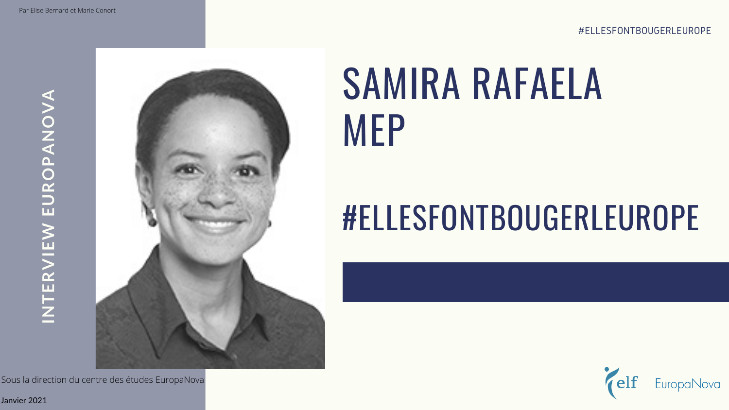Par Elise Bernard et Marie Conort

#ELLESFONTBOUGERLEUROPE

INTERVIEW EUROPANOVA

# SAMIRA RAFAELA MEP

## #ELLESFONTBOUGERLEUROPE

Sous la direction du centre des études EuropaNova

Janvier 2021

elf EuropaNova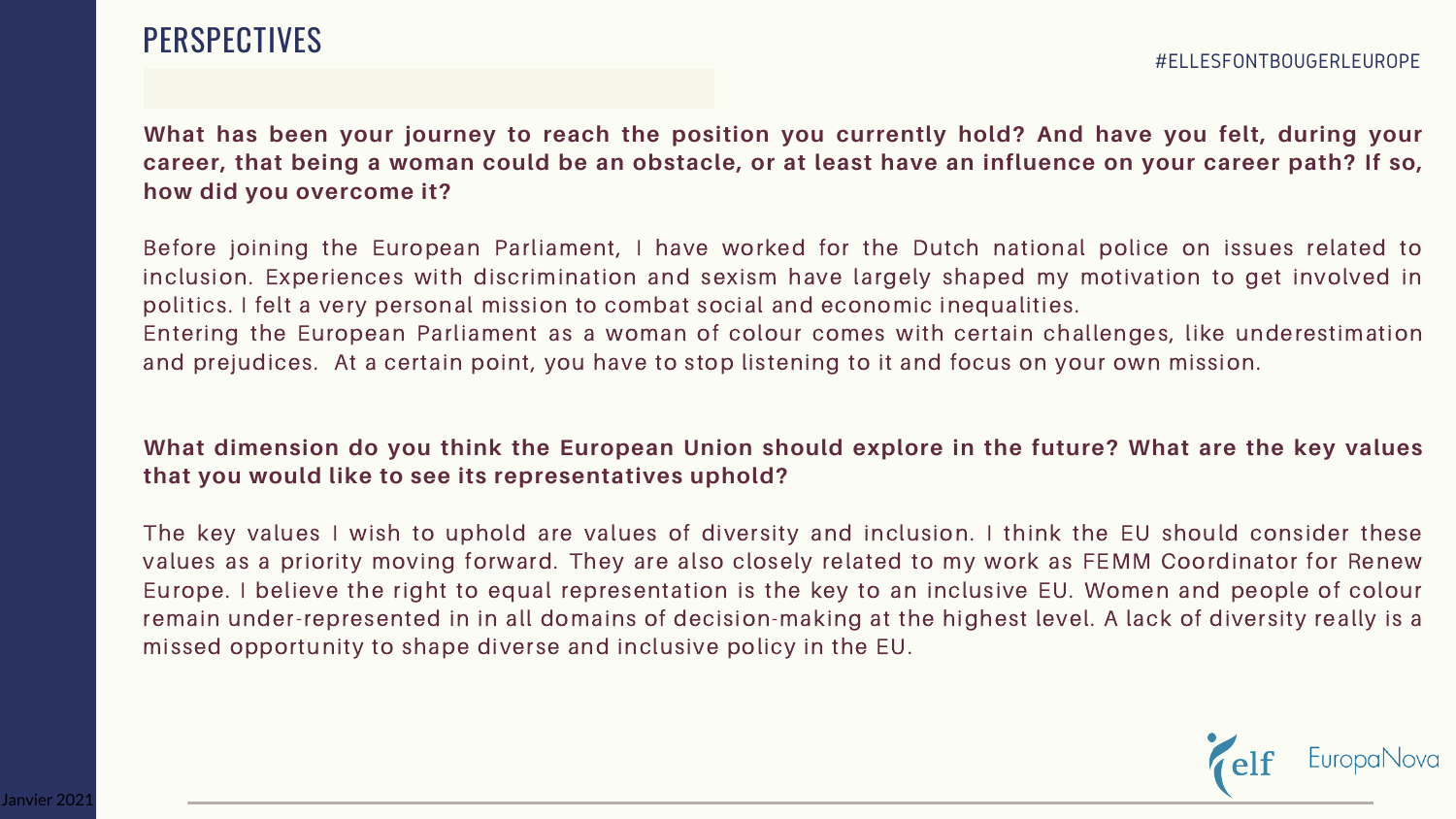# PERSPECTIVES

#ELLESFONTBOUGERLEUROPE

**What has been your journey to reach the position you currently hold? And have you felt, during your career, that being a woman could be an obstacle, or at least have an influence on your career path? If so, how did you overcome it?**

Before joining the European Parliament, I have worked for the Dutch national police on issues related to inclusion. Experiences with discrimination and sexism have largely shaped my motivation to get involved in politics. I felt a very personal mission to combat social and economic inequalities.
Entering the European Parliament as a woman of colour comes with certain challenges, like underestimation and prejudices. At a certain point, you have to stop listening to it and focus on your own mission.

**What dimension do you think the European Union should explore in the future? What are the key values that you would like to see its representatives uphold?**

The key values I wish to uphold are values of diversity and inclusion. I think the EU should consider these values as a priority moving forward. They are also closely related to my work as FEMM Coordinator for Renew Europe. I believe the right to equal representation is the key to an inclusive EU. Women and people of colour remain under-represented in in all domains of decision-making at the highest level. A lack of diversity really is a missed opportunity to shape diverse and inclusive policy in the EU.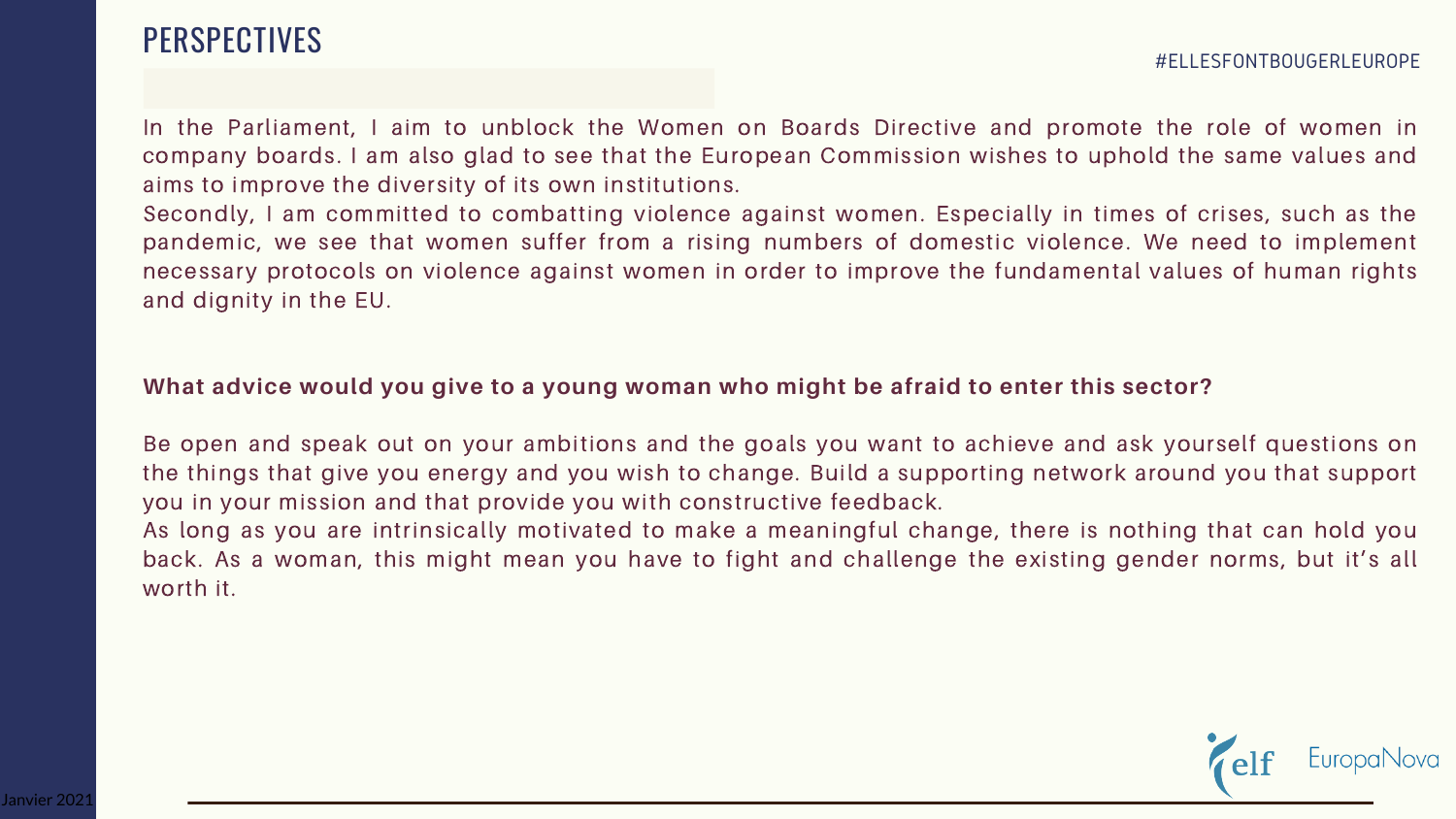# PERSPECTIVES

#ELLESFONTBOUGERLEUROPE

In the Parliament, I aim to unblock the Women on Boards Directive and promote the role of women in company boards. I am also glad to see that the European Commission wishes to uphold the same values and aims to improve the diversity of its own institutions.

Secondly, I am committed to combatting violence against women. Especially in times of crises, such as the pandemic, we see that women suffer from a rising numbers of domestic violence. We need to implement necessary protocols on violence against women in order to improve the fundamental values of human rights and dignity in the EU.

**What advice would you give to a young woman who might be afraid to enter this sector?**

Be open and speak out on your ambitions and the goals you want to achieve and ask yourself questions on the things that give you energy and you wish to change. Build a supporting network around you that support you in your mission and that provide you with constructive feedback.

As long as you are intrinsically motivated to make a meaningful change, there is nothing that can hold you back. As a woman, this might mean you have to fight and challenge the existing gender norms, but it's all worth it.